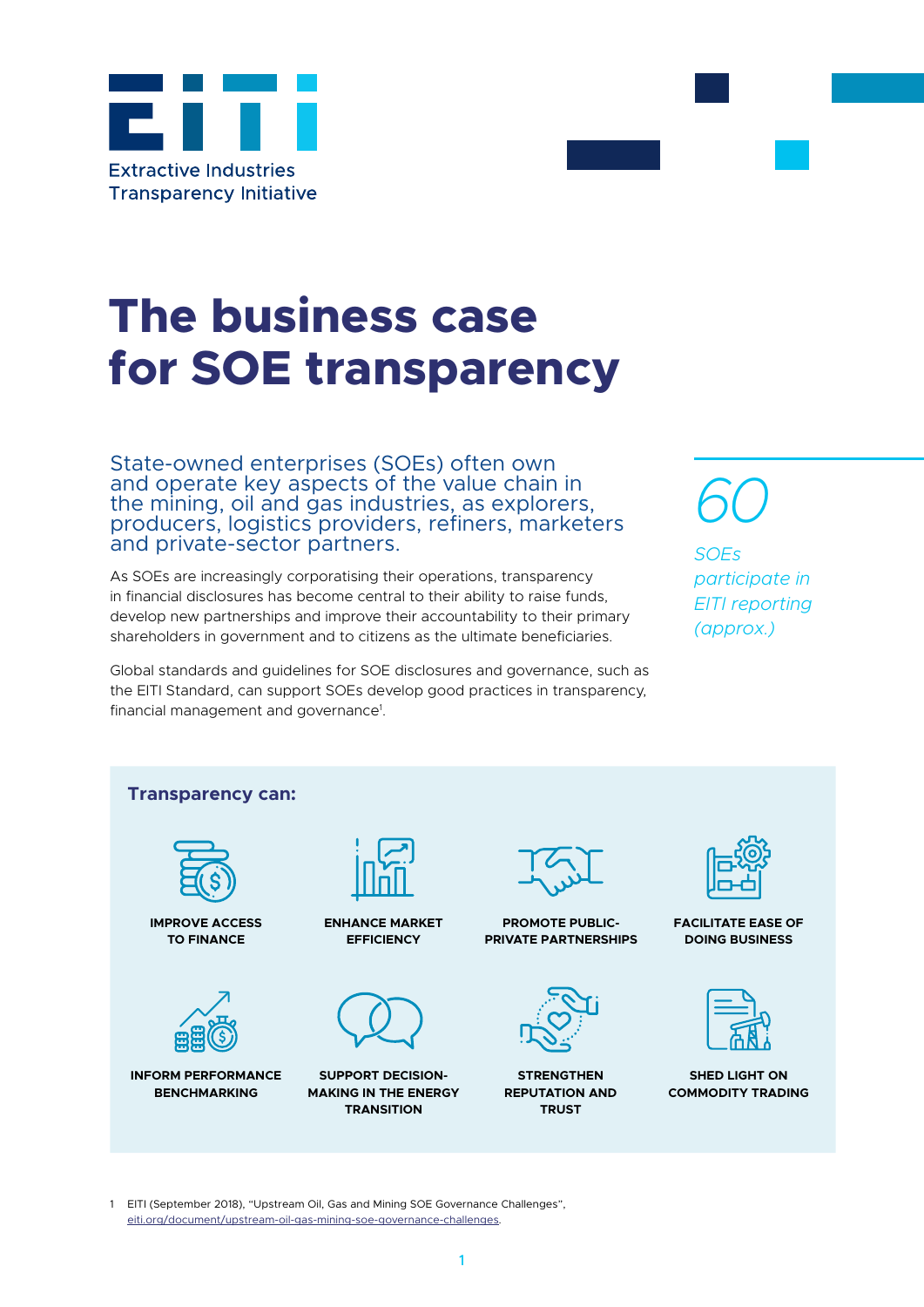Extractive Industries Transparency Initiative

# The business case for SOE transparency

## State-owned enterprises (SOEs) often own and operate key aspects of the value chain in the mining, oil and gas industries, as explorers, producers, logistics providers, refiners, marketers and private-sector partners.

As SOEs are increasingly corporatising their operations, transparency in financial disclosures has become central to their ability to raise funds, develop new partnerships and improve their accountability to their primary shareholders in government and to citizens as the ultimate beneficiaries.

Global standards and guidelines for SOE disclosures and governance, such as the EITI Standard, can support SOEs develop good practices in transparency, financial management and governance[1].

*60*

*SOEs participate in EITI reporting (approx.)*

### Transparency can:

- IMPROVE ACCESS TO FINANCE
- ENHANCE MARKET EFFICIENCY
- PROMOTE PUBLIC-PRIVATE PARTNERSHIPS
- FACILITATE EASE OF DOING BUSINESS
- INFORM PERFORMANCE BENCHMARKING
- SUPPORT DECISION-MAKING IN THE ENERGY TRANSITION
- STRENGTHEN REPUTATION AND TRUST
- SHED LIGHT ON COMMODITY TRADING

1 EITI (September 2018), "Upstream Oil, Gas and Mining SOE Governance Challenges", eiti.org/document/upstream-oil-gas-mining-soe-governance-challenges.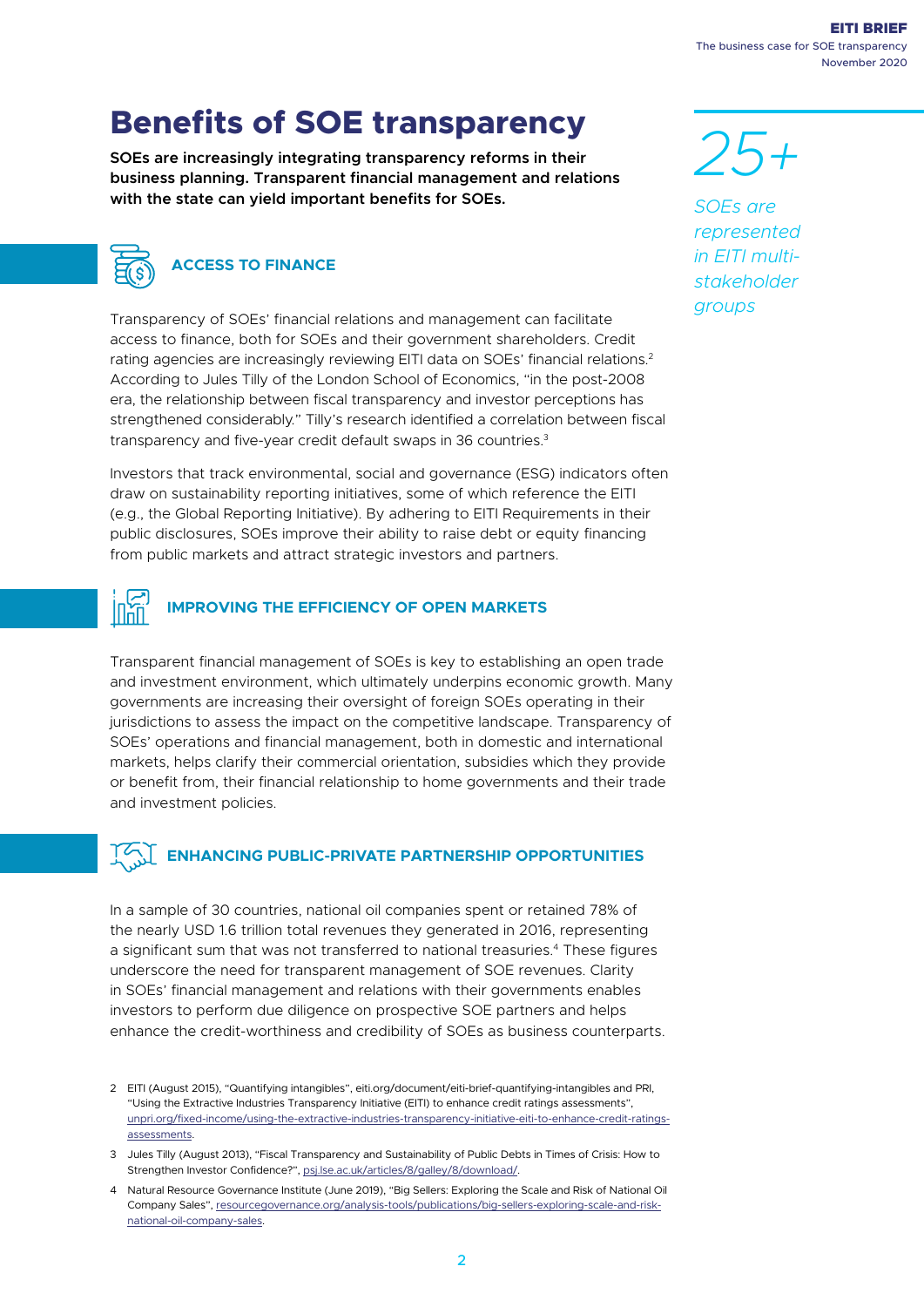# Benefits of SOE transparency

**SOEs are increasingly integrating transparency reforms in their business planning. Transparent financial management and relations with the state can yield important benefits for SOEs.**

*25+*

*SOEs are represented in EITI multi-stakeholder groups*

## ACCESS TO FINANCE

Transparency of SOEs' financial relations and management can facilitate access to finance, both for SOEs and their government shareholders. Credit rating agencies are increasingly reviewing EITI data on SOEs' financial relations.[2] According to Jules Tilly of the London School of Economics, "in the post-2008 era, the relationship between fiscal transparency and investor perceptions has strengthened considerably." Tilly's research identified a correlation between fiscal transparency and five-year credit default swaps in 36 countries.[3]

Investors that track environmental, social and governance (ESG) indicators often draw on sustainability reporting initiatives, some of which reference the EITI (e.g., the Global Reporting Initiative). By adhering to EITI Requirements in their public disclosures, SOEs improve their ability to raise debt or equity financing from public markets and attract strategic investors and partners.

## IMPROVING THE EFFICIENCY OF OPEN MARKETS

Transparent financial management of SOEs is key to establishing an open trade and investment environment, which ultimately underpins economic growth. Many governments are increasing their oversight of foreign SOEs operating in their jurisdictions to assess the impact on the competitive landscape. Transparency of SOEs' operations and financial management, both in domestic and international markets, helps clarify their commercial orientation, subsidies which they provide or benefit from, their financial relationship to home governments and their trade and investment policies.

## ENHANCING PUBLIC-PRIVATE PARTNERSHIP OPPORTUNITIES

In a sample of 30 countries, national oil companies spent or retained 78% of the nearly USD 1.6 trillion total revenues they generated in 2016, representing a significant sum that was not transferred to national treasuries.[4] These figures underscore the need for transparent management of SOE revenues. Clarity in SOEs' financial management and relations with their governments enables investors to perform due diligence on prospective SOE partners and helps enhance the credit-worthiness and credibility of SOEs as business counterparts.

---

2 EITI (August 2015), "Quantifying intangibles", eiti.org/document/eiti-brief-quantifying-intangibles and PRI, "Using the Extractive Industries Transparency Initiative (EITI) to enhance credit ratings assessments", unpri.org/fixed-income/using-the-extractive-industries-transparency-initiative-eiti-to-enhance-credit-ratings-assessments.

3 Jules Tilly (August 2013), "Fiscal Transparency and Sustainability of Public Debts in Times of Crisis: How to Strengthen Investor Confidence?", psj.lse.ac.uk/articles/8/galley/8/download/.

4 Natural Resource Governance Institute (June 2019), "Big Sellers: Exploring the Scale and Risk of National Oil Company Sales", resourcegovernance.org/analysis-tools/publications/big-sellers-exploring-scale-and-risk-national-oil-company-sales.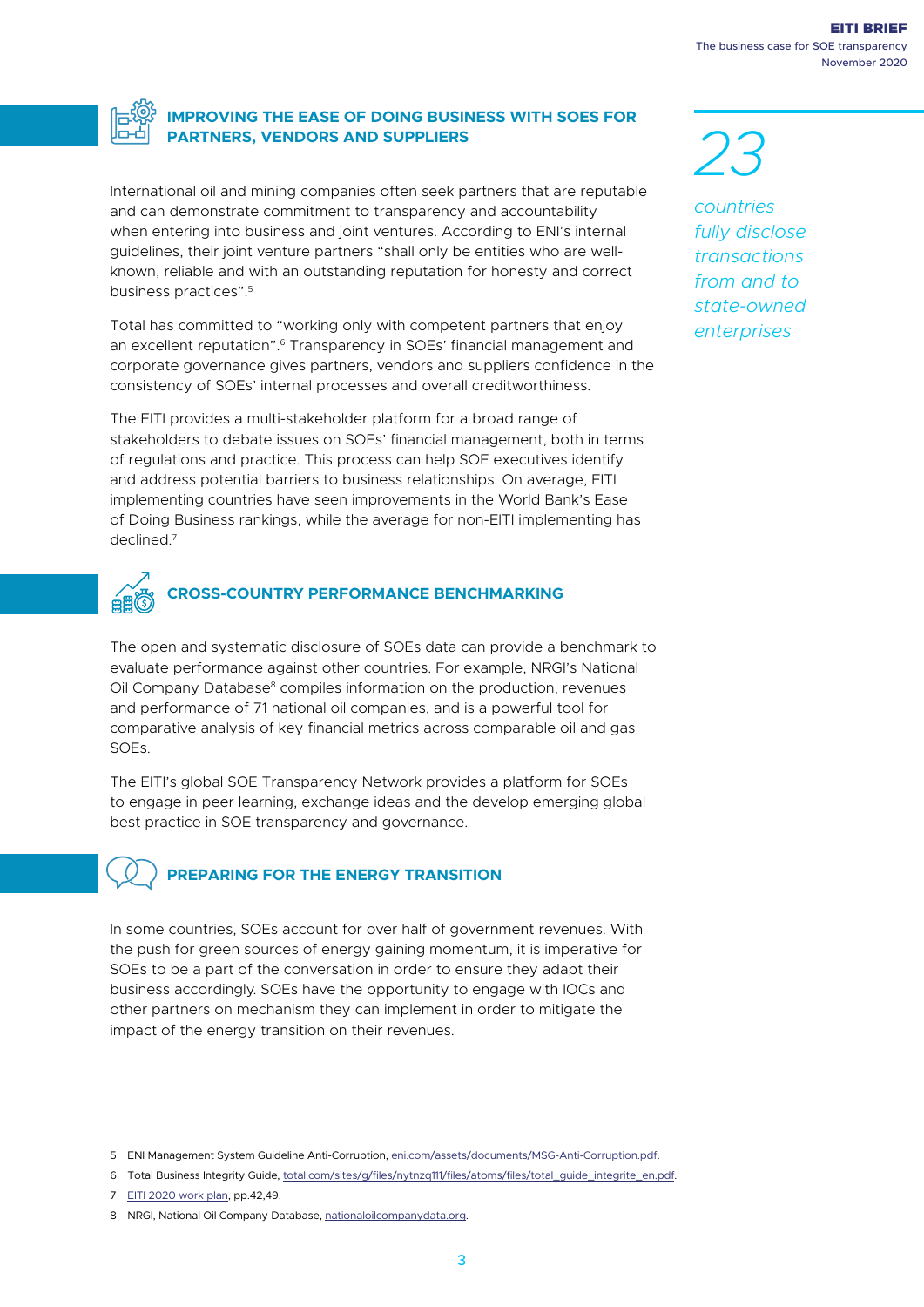## IMPROVING THE EASE OF DOING BUSINESS WITH SOES FOR PARTNERS, VENDORS AND SUPPLIERS

International oil and mining companies often seek partners that are reputable and can demonstrate commitment to transparency and accountability when entering into business and joint ventures. According to ENI's internal guidelines, their joint venture partners "shall only be entities who are well-known, reliable and with an outstanding reputation for honesty and correct business practices".[5]

Total has committed to "working only with competent partners that enjoy an excellent reputation".[6] Transparency in SOEs' financial management and corporate governance gives partners, vendors and suppliers confidence in the consistency of SOEs' internal processes and overall creditworthiness.

The EITI provides a multi-stakeholder platform for a broad range of stakeholders to debate issues on SOEs' financial management, both in terms of regulations and practice. This process can help SOE executives identify and address potential barriers to business relationships. On average, EITI implementing countries have seen improvements in the World Bank's Ease of Doing Business rankings, while the average for non-EITI implementing has declined.[7]

*23*

*countries fully disclose transactions from and to state-owned enterprises*

## CROSS-COUNTRY PERFORMANCE BENCHMARKING

The open and systematic disclosure of SOEs data can provide a benchmark to evaluate performance against other countries. For example, NRGI's National Oil Company Database[8] compiles information on the production, revenues and performance of 71 national oil companies, and is a powerful tool for comparative analysis of key financial metrics across comparable oil and gas SOEs.

The EITI's global SOE Transparency Network provides a platform for SOEs to engage in peer learning, exchange ideas and the develop emerging global best practice in SOE transparency and governance.

## PREPARING FOR THE ENERGY TRANSITION

In some countries, SOEs account for over half of government revenues. With the push for green sources of energy gaining momentum, it is imperative for SOEs to be a part of the conversation in order to ensure they adapt their business accordingly. SOEs have the opportunity to engage with IOCs and other partners on mechanism they can implement in order to mitigate the impact of the energy transition on their revenues.

---

5 ENI Management System Guideline Anti-Corruption, eni.com/assets/documents/MSG-Anti-Corruption.pdf.

6 Total Business Integrity Guide, total.com/sites/g/files/nytnzq111/files/atoms/files/total_guide_integrite_en.pdf.

7 EITI 2020 work plan, pp.42,49.

8 NRGI, National Oil Company Database, nationaloilcompanydata.org.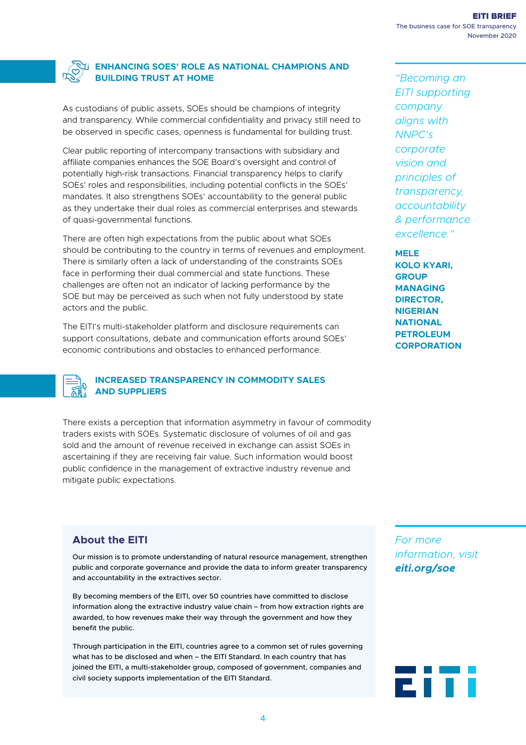## ENHANCING SOES' ROLE AS NATIONAL CHAMPIONS AND BUILDING TRUST AT HOME

As custodians of public assets, SOEs should be champions of integrity and transparency. While commercial confidentiality and privacy still need to be observed in specific cases, openness is fundamental for building trust.

Clear public reporting of intercompany transactions with subsidiary and affiliate companies enhances the SOE Board's oversight and control of potentially high-risk transactions. Financial transparency helps to clarify SOEs' roles and responsibilities, including potential conflicts in the SOEs' mandates. It also strengthens SOEs' accountability to the general public as they undertake their dual roles as commercial enterprises and stewards of quasi-governmental functions.

There are often high expectations from the public about what SOEs should be contributing to the country in terms of revenues and employment. There is similarly often a lack of understanding of the constraints SOEs face in performing their dual commercial and state functions. These challenges are often not an indicator of lacking performance by the SOE but may be perceived as such when not fully understood by state actors and the public.

The EITI's multi-stakeholder platform and disclosure requirements can support consultations, debate and communication efforts around SOEs' economic contributions and obstacles to enhanced performance.

> *"Becoming an EITI supporting company aligns with NNPC's corporate vision and principles of transparency, accountability & performance excellence."*
>
> **MELE KOLO KYARI, GROUP MANAGING DIRECTOR, NIGERIAN NATIONAL PETROLEUM CORPORATION**

## INCREASED TRANSPARENCY IN COMMODITY SALES AND SUPPLIERS

There exists a perception that information asymmetry in favour of commodity traders exists with SOEs. Systematic disclosure of volumes of oil and gas sold and the amount of revenue received in exchange can assist SOEs in ascertaining if they are receiving fair value. Such information would boost public confidence in the management of extractive industry revenue and mitigate public expectations.

### About the EITI

Our mission is to promote understanding of natural resource management, strengthen public and corporate governance and provide the data to inform greater transparency and accountability in the extractives sector.

By becoming members of the EITI, over 50 countries have committed to disclose information along the extractive industry value chain – from how extraction rights are awarded, to how revenues make their way through the government and how they benefit the public.

Through participation in the EITI, countries agree to a common set of rules governing what has to be disclosed and when – the EITI Standard. In each country that has joined the EITI, a multi-stakeholder group, composed of government, companies and civil society supports implementation of the EITI Standard.

*For more information, visit* ***eiti.org/soe***